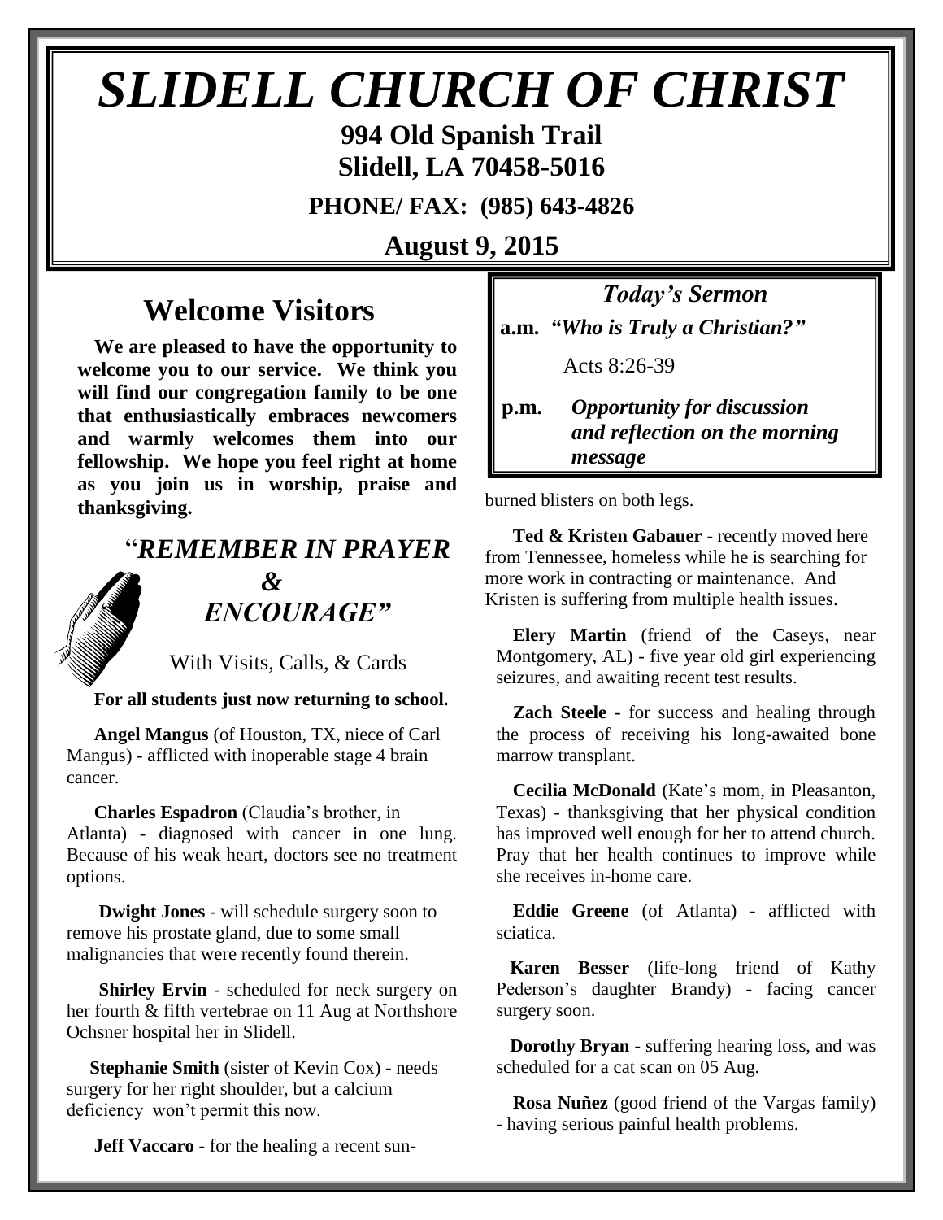# SLIDELL CHURCH OF CHRIST

**994 Old Spanish Trail**
**Slidell, LA 70458-5016**

**PHONE/ FAX: (985) 643-4826**

**August 9, 2015**

## Welcome Visitors

**We are pleased to have the opportunity to welcome you to our service. We think you will find our congregation family to be one that enthusiastically embraces newcomers and warmly welcomes them into our fellowship. We hope you feel right at home as you join us in worship, praise and thanksgiving.**

## "*REMEMBER IN PRAYER & ENCOURAGE"*

With Visits, Calls, & Cards

**For all students just now returning to school.**

**Angel Mangus** (of Houston, TX, niece of Carl Mangus) - afflicted with inoperable stage 4 brain cancer.

**Charles Espadron** (Claudia's brother, in Atlanta) - diagnosed with cancer in one lung. Because of his weak heart, doctors see no treatment options.

**Dwight Jones** - will schedule surgery soon to remove his prostate gland, due to some small malignancies that were recently found therein.

**Shirley Ervin** - scheduled for neck surgery on her fourth & fifth vertebrae on 11 Aug at Northshore Ochsner hospital her in Slidell.

**Stephanie Smith** (sister of Kevin Cox) - needs surgery for her right shoulder, but a calcium deficiency won't permit this now.

**Jeff Vaccaro** - for the healing a recent sun-burned blisters on both legs.

**Ted & Kristen Gabauer** - recently moved here from Tennessee, homeless while he is searching for more work in contracting or maintenance. And Kristen is suffering from multiple health issues.

**Elery Martin** (friend of the Caseys, near Montgomery, AL) - five year old girl experiencing seizures, and awaiting recent test results.

**Zach Steele** - for success and healing through the process of receiving his long-awaited bone marrow transplant.

**Cecilia McDonald** (Kate's mom, in Pleasanton, Texas) - thanksgiving that her physical condition has improved well enough for her to attend church. Pray that her health continues to improve while she receives in-home care.

**Eddie Greene** (of Atlanta) - afflicted with sciatica.

**Karen Besser** (life-long friend of Kathy Pederson's daughter Brandy) - facing cancer surgery soon.

**Dorothy Bryan** - suffering hearing loss, and was scheduled for a cat scan on 05 Aug.

**Rosa Nuñez** (good friend of the Vargas family) - having serious painful health problems.

## *Today's Sermon*

**a.m.** ***"Who is Truly a Christian?"***

Acts 8:26-39

**p.m.** ***Opportunity for discussion and reflection on the morning message***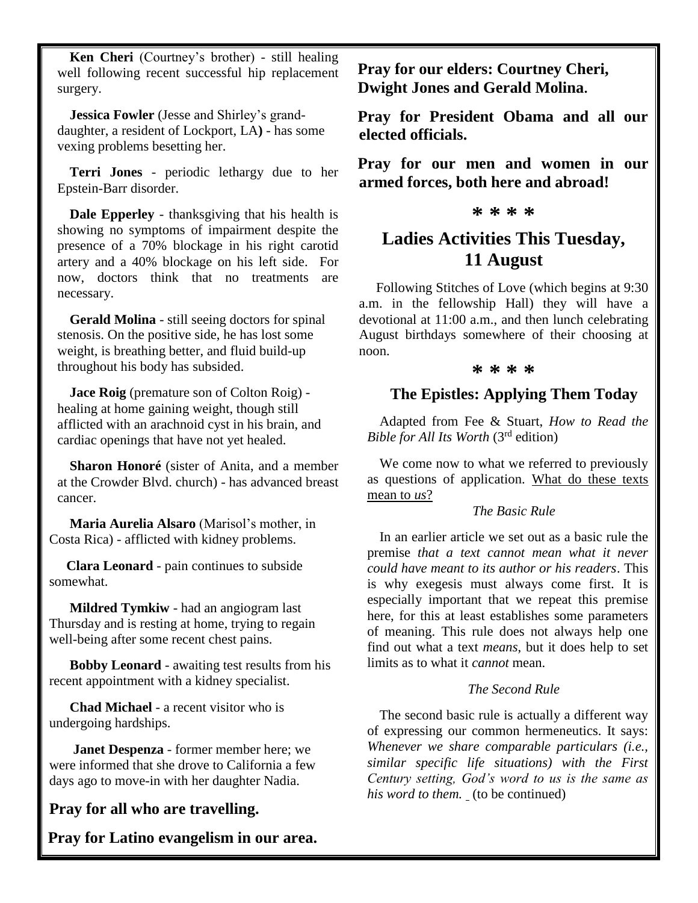**Ken Cheri** (Courtney's brother) - still healing well following recent successful hip replacement surgery.

**Jessica Fowler** (Jesse and Shirley's grand-daughter, a resident of Lockport, LA**)** - has some vexing problems besetting her.

**Terri Jones** - periodic lethargy due to her Epstein-Barr disorder.

**Dale Epperley** - thanksgiving that his health is showing no symptoms of impairment despite the presence of a 70% blockage in his right carotid artery and a 40% blockage on his left side. For now, doctors think that no treatments are necessary.

**Gerald Molina** - still seeing doctors for spinal stenosis. On the positive side, he has lost some weight, is breathing better, and fluid build-up throughout his body has subsided.

**Jace Roig** (premature son of Colton Roig) - healing at home gaining weight, though still afflicted with an arachnoid cyst in his brain, and cardiac openings that have not yet healed.

**Sharon Honoré** (sister of Anita, and a member at the Crowder Blvd. church) - has advanced breast cancer.

**Maria Aurelia Alsaro** (Marisol's mother, in Costa Rica) - afflicted with kidney problems.

**Clara Leonard** - pain continues to subside somewhat.

**Mildred Tymkiw** - had an angiogram last Thursday and is resting at home, trying to regain well-being after some recent chest pains.

**Bobby Leonard** - awaiting test results from his recent appointment with a kidney specialist.

**Chad Michael** - a recent visitor who is undergoing hardships.

**Janet Despenza** - former member here; we were informed that she drove to California a few days ago to move-in with her daughter Nadia.

**Pray for all who are travelling.**

**Pray for Latino evangelism in our area.**

**Pray for our elders: Courtney Cheri, Dwight Jones and Gerald Molina.**

**Pray for President Obama and all our elected officials.**

**Pray for our men and women in our armed forces, both here and abroad!**

**\* \* \* \***

## Ladies Activities This Tuesday, 11 August

Following Stitches of Love (which begins at 9:30 a.m. in the fellowship Hall) they will have a devotional at 11:00 a.m., and then lunch celebrating August birthdays somewhere of their choosing at noon.

**\* \* \* \***

### The Epistles: Applying Them Today

Adapted from Fee & Stuart, *How to Read the Bible for All Its Worth* (3rd edition)

We come now to what we referred to previously as questions of application. <u>What do these texts mean to *us*?</u>

*The Basic Rule*

In an earlier article we set out as a basic rule the premise *that a text cannot mean what it never could have meant to its author or his readers*. This is why exegesis must always come first. It is especially important that we repeat this premise here, for this at least establishes some parameters of meaning. This rule does not always help one find out what a text *means*, but it does help to set limits as to what it *cannot* mean.

*The Second Rule*

The second basic rule is actually a different way of expressing our common hermeneutics. It says: *Whenever we share comparable particulars (i.e., similar specific life situations) with the First Century setting, God's word to us is the same as his word to them.* (to be continued)